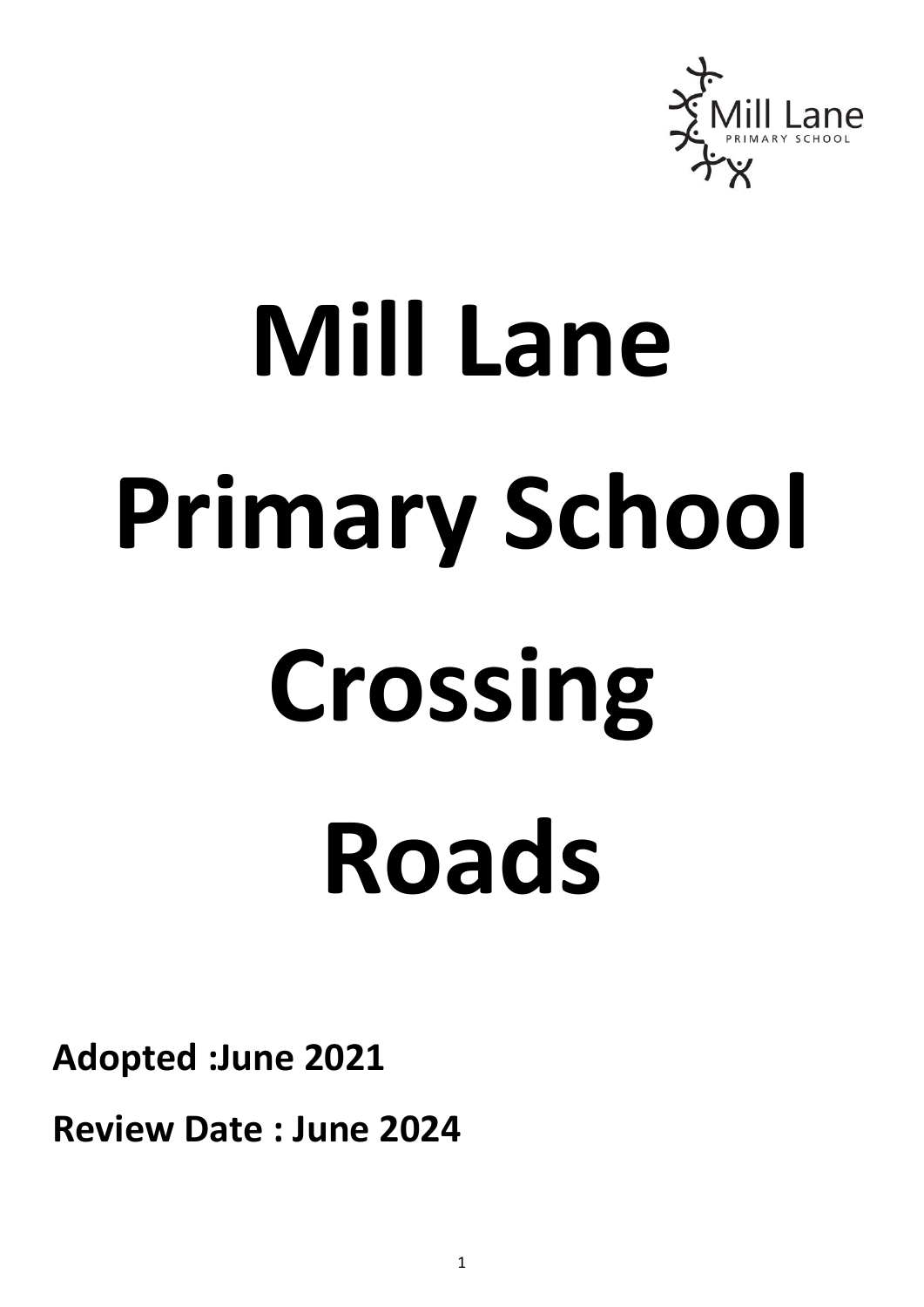# Mill Lane Primary School Crossing Roads

**Adopted :June 2021**

**Review Date : June 2024**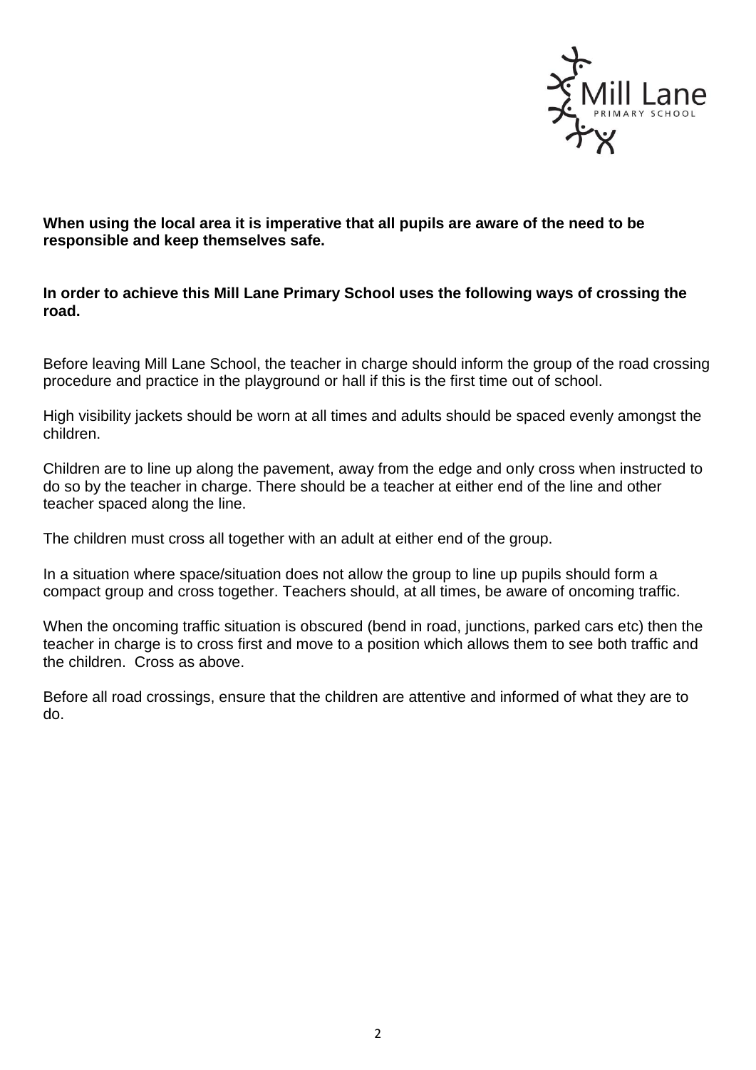**When using the local area it is imperative that all pupils are aware of the need to be responsible and keep themselves safe.**

**In order to achieve this Mill Lane Primary School uses the following ways of crossing the road.**

Before leaving Mill Lane School, the teacher in charge should inform the group of the road crossing procedure and practice in the playground or hall if this is the first time out of school.

High visibility jackets should be worn at all times and adults should be spaced evenly amongst the children.

Children are to line up along the pavement, away from the edge and only cross when instructed to do so by the teacher in charge. There should be a teacher at either end of the line and other teacher spaced along the line.

The children must cross all together with an adult at either end of the group.

In a situation where space/situation does not allow the group to line up pupils should form a compact group and cross together. Teachers should, at all times, be aware of oncoming traffic.

When the oncoming traffic situation is obscured (bend in road, junctions, parked cars etc) then the teacher in charge is to cross first and move to a position which allows them to see both traffic and the children. Cross as above.

Before all road crossings, ensure that the children are attentive and informed of what they are to do.